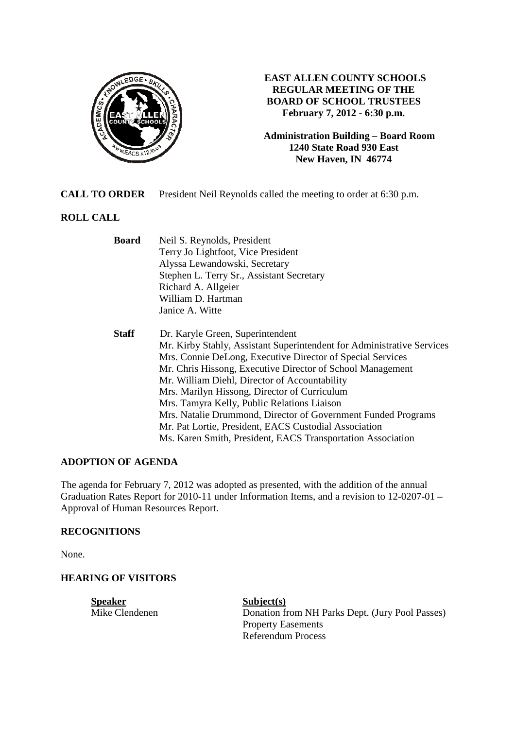# EAST ALLEN COUNTY SCHOOLS
## REGULAR MEETING OF THE BOARD OF SCHOOL TRUSTEES
**February 7, 2012 - 6:30 p.m.**

**Administration Building – Board Room**
**1240 State Road 930 East**
**New Haven, IN 46774**

**CALL TO ORDER** President Neil Reynolds called the meeting to order at 6:30 p.m.

**ROLL CALL**

**Board**
- Neil S. Reynolds, President
- Terry Jo Lightfoot, Vice President
- Alyssa Lewandowski, Secretary
- Stephen L. Terry Sr., Assistant Secretary
- Richard A. Allgeier
- William D. Hartman
- Janice A. Witte

**Staff**
- Dr. Karyle Green, Superintendent
- Mr. Kirby Stahly, Assistant Superintendent for Administrative Services
- Mrs. Connie DeLong, Executive Director of Special Services
- Mr. Chris Hissong, Executive Director of School Management
- Mr. William Diehl, Director of Accountability
- Mrs. Marilyn Hissong, Director of Curriculum
- Mrs. Tamyra Kelly, Public Relations Liaison
- Mrs. Natalie Drummond, Director of Government Funded Programs
- Mr. Pat Lortie, President, EACS Custodial Association
- Ms. Karen Smith, President, EACS Transportation Association

**ADOPTION OF AGENDA**

The agenda for February 7, 2012 was adopted as presented, with the addition of the annual Graduation Rates Report for 2010-11 under Information Items, and a revision to 12-0207-01 – Approval of Human Resources Report.

**RECOGNITIONS**

None.

**HEARING OF VISITORS**

| Speaker | Subject(s) |
|---|---|
| Mike Clendenen | Donation from NH Parks Dept. (Jury Pool Passes)<br>Property Easements<br>Referendum Process |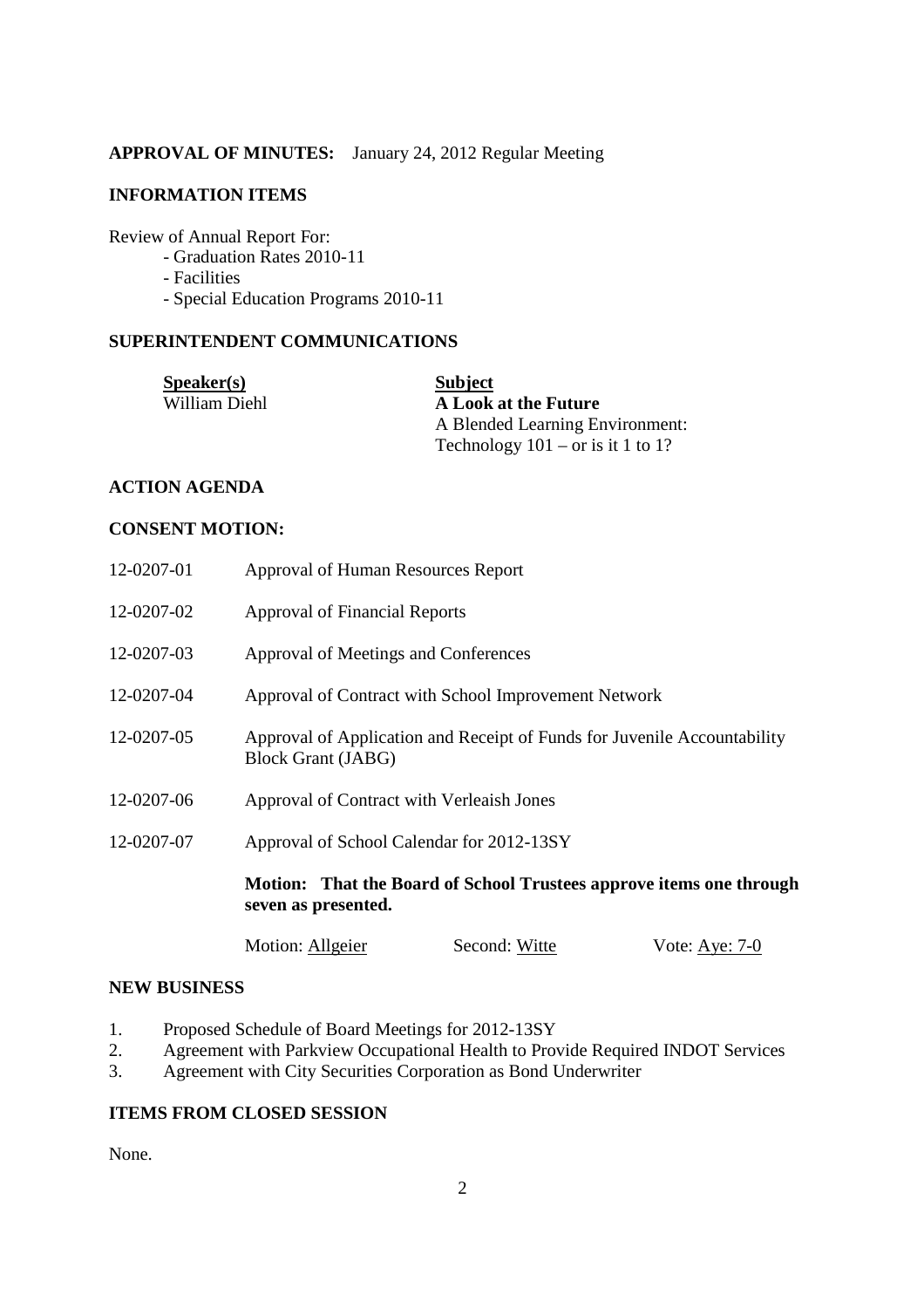**APPROVAL OF MINUTES:** January 24, 2012 Regular Meeting

## INFORMATION ITEMS

Review of Annual Report For:

- Graduation Rates 2010-11
- Facilities
- Special Education Programs 2010-11

## SUPERINTENDENT COMMUNICATIONS

| Speaker(s) | Subject |
|---|---|
| William Diehl | **A Look at the Future**<br>A Blended Learning Environment:<br>Technology 101 – or is it 1 to 1? |

## ACTION AGENDA

## CONSENT MOTION:

| | |
|---|---|
| 12-0207-01 | Approval of Human Resources Report |
| 12-0207-02 | Approval of Financial Reports |
| 12-0207-03 | Approval of Meetings and Conferences |
| 12-0207-04 | Approval of Contract with School Improvement Network |
| 12-0207-05 | Approval of Application and Receipt of Funds for Juvenile Accountability Block Grant (JABG) |
| 12-0207-06 | Approval of Contract with Verleaish Jones |
| 12-0207-07 | Approval of School Calendar for 2012-13SY |

**Motion: That the Board of School Trustees approve items one through seven as presented.**

Motion: Allgeier Second: Witte Vote: Aye: 7-0

## NEW BUSINESS

1. Proposed Schedule of Board Meetings for 2012-13SY
2. Agreement with Parkview Occupational Health to Provide Required INDOT Services
3. Agreement with City Securities Corporation as Bond Underwriter

## ITEMS FROM CLOSED SESSION

None.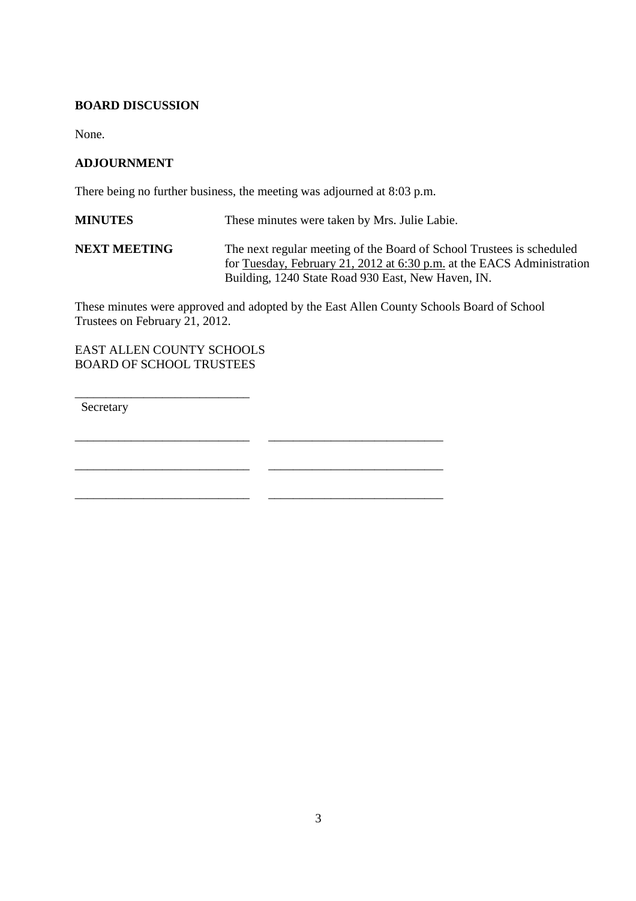**BOARD DISCUSSION**

None.

**ADJOURNMENT**

There being no further business, the meeting was adjourned at 8:03 p.m.

**MINUTES** These minutes were taken by Mrs. Julie Labie.

**NEXT MEETING** The next regular meeting of the Board of School Trustees is scheduled for Tuesday, February 21, 2012 at 6:30 p.m. at the EACS Administration Building, 1240 State Road 930 East, New Haven, IN.

These minutes were approved and adopted by the East Allen County Schools Board of School Trustees on February 21, 2012.

EAST ALLEN COUNTY SCHOOLS
BOARD OF SCHOOL TRUSTEES

____________________________
Secretary

____________________________ ____________________________

____________________________ ____________________________

____________________________ ____________________________